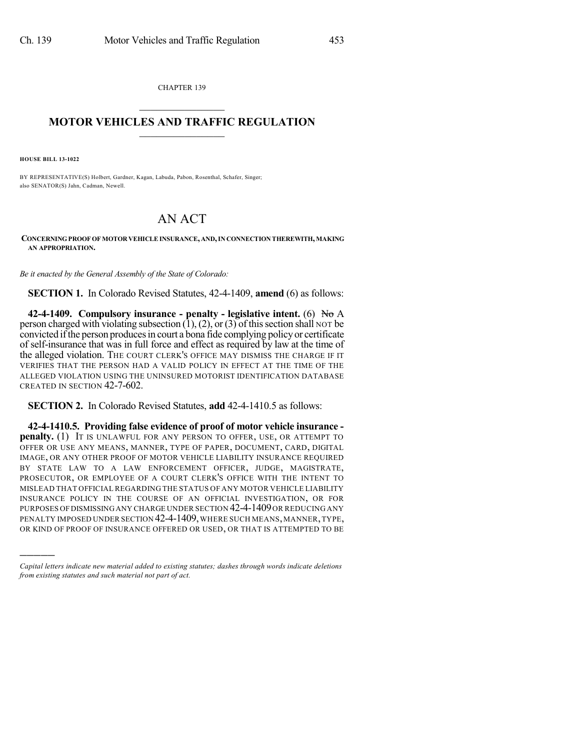CHAPTER 139

# MOTOR VEHICLES AND TRAFFIC REGULATION

**HOUSE BILL 13-1022**

BY REPRESENTATIVE(S) Holbert, Gardner, Kagan, Labuda, Pabon, Rosenthal, Schafer, Singer; also SENATOR(S) Jahn, Cadman, Newell.

# AN ACT

**CONCERNING PROOF OF MOTOR VEHICLE INSURANCE, AND, IN CONNECTION THEREWITH, MAKING AN APPROPRIATION.**

*Be it enacted by the General Assembly of the State of Colorado:*

**SECTION 1.** In Colorado Revised Statutes, 42-4-1409, **amend** (6) as follows:

**42-4-1409. Compulsory insurance - penalty - legislative intent.** (6) ~~No~~ A person charged with violating subsection (1), (2), or (3) of this section shall NOT be convicted if the person produces in court a bona fide complying policy or certificate of self-insurance that was in full force and effect as required by law at the time of the alleged violation. THE COURT CLERK'S OFFICE MAY DISMISS THE CHARGE IF IT VERIFIES THAT THE PERSON HAD A VALID POLICY IN EFFECT AT THE TIME OF THE ALLEGED VIOLATION USING THE UNINSURED MOTORIST IDENTIFICATION DATABASE CREATED IN SECTION 42-7-602.

**SECTION 2.** In Colorado Revised Statutes, **add** 42-4-1410.5 as follows:

**42-4-1410.5. Providing false evidence of proof of motor vehicle insurance - penalty.** (1) IT IS UNLAWFUL FOR ANY PERSON TO OFFER, USE, OR ATTEMPT TO OFFER OR USE ANY MEANS, MANNER, TYPE OF PAPER, DOCUMENT, CARD, DIGITAL IMAGE, OR ANY OTHER PROOF OF MOTOR VEHICLE LIABILITY INSURANCE REQUIRED BY STATE LAW TO A LAW ENFORCEMENT OFFICER, JUDGE, MAGISTRATE, PROSECUTOR, OR EMPLOYEE OF A COURT CLERK'S OFFICE WITH THE INTENT TO MISLEAD THAT OFFICIAL REGARDING THE STATUS OF ANY MOTOR VEHICLE LIABILITY INSURANCE POLICY IN THE COURSE OF AN OFFICIAL INVESTIGATION, OR FOR PURPOSES OF DISMISSING ANY CHARGE UNDER SECTION 42-4-1409 OR REDUCING ANY PENALTY IMPOSED UNDER SECTION 42-4-1409, WHERE SUCH MEANS, MANNER, TYPE, OR KIND OF PROOF OF INSURANCE OFFERED OR USED, OR THAT IS ATTEMPTED TO BE

---

*Capital letters indicate new material added to existing statutes; dashes through words indicate deletions from existing statutes and such material not part of act.*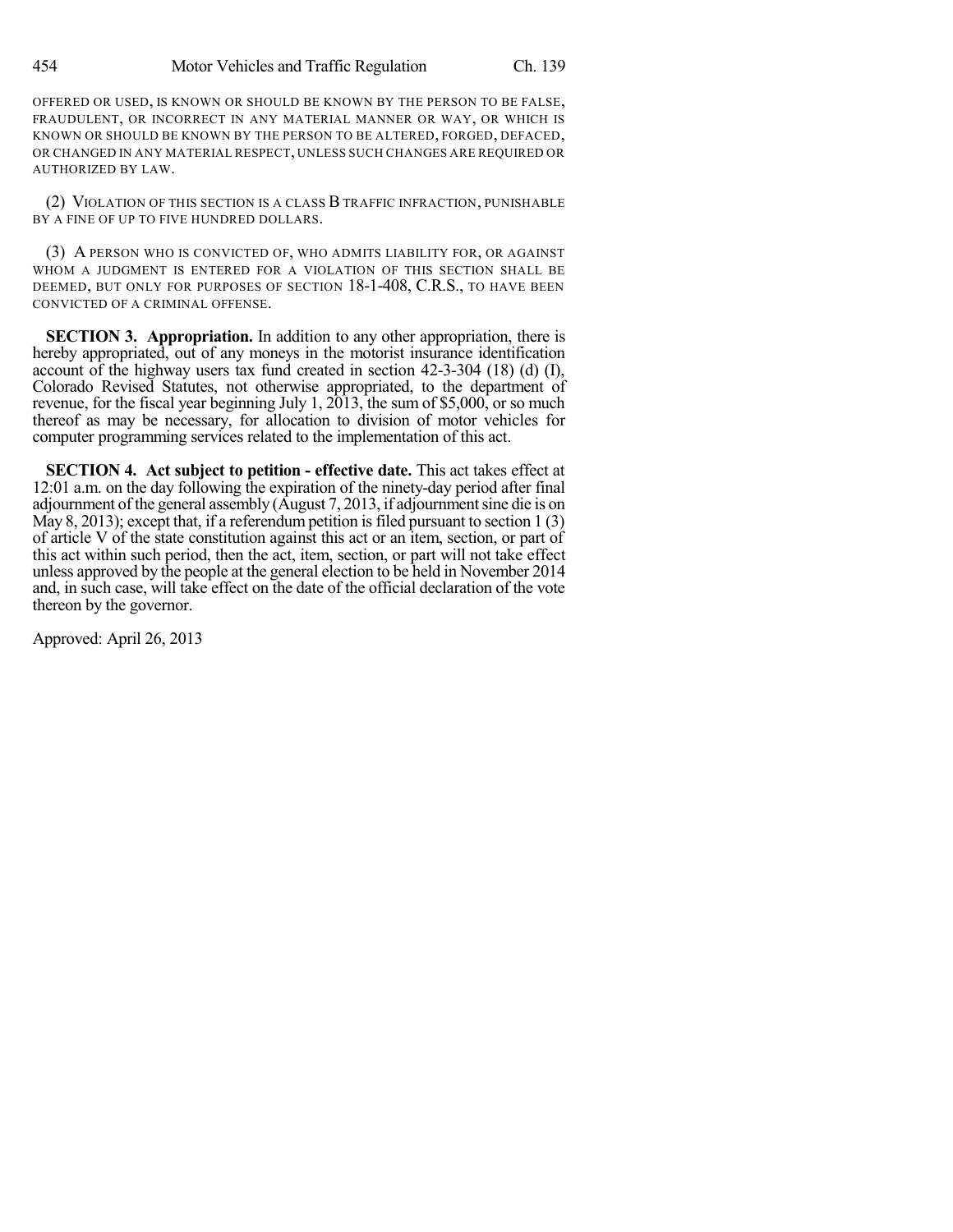OFFERED OR USED, IS KNOWN OR SHOULD BE KNOWN BY THE PERSON TO BE FALSE, FRAUDULENT, OR INCORRECT IN ANY MATERIAL MANNER OR WAY, OR WHICH IS KNOWN OR SHOULD BE KNOWN BY THE PERSON TO BE ALTERED, FORGED, DEFACED, OR CHANGED IN ANY MATERIAL RESPECT, UNLESS SUCH CHANGES ARE REQUIRED OR AUTHORIZED BY LAW.

(2) VIOLATION OF THIS SECTION IS A CLASS B TRAFFIC INFRACTION, PUNISHABLE BY A FINE OF UP TO FIVE HUNDRED DOLLARS.

(3) A PERSON WHO IS CONVICTED OF, WHO ADMITS LIABILITY FOR, OR AGAINST WHOM A JUDGMENT IS ENTERED FOR A VIOLATION OF THIS SECTION SHALL BE DEEMED, BUT ONLY FOR PURPOSES OF SECTION 18-1-408, C.R.S., TO HAVE BEEN CONVICTED OF A CRIMINAL OFFENSE.

**SECTION 3. Appropriation.** In addition to any other appropriation, there is hereby appropriated, out of any moneys in the motorist insurance identification account of the highway users tax fund created in section 42-3-304 (18) (d) (I), Colorado Revised Statutes, not otherwise appropriated, to the department of revenue, for the fiscal year beginning July 1, 2013, the sum of $5,000, or so much thereof as may be necessary, for allocation to division of motor vehicles for computer programming services related to the implementation of this act.

**SECTION 4. Act subject to petition - effective date.** This act takes effect at 12:01 a.m. on the day following the expiration of the ninety-day period after final adjournment of the general assembly (August 7, 2013, if adjournment sine die is on May 8, 2013); except that, if a referendum petition is filed pursuant to section 1 (3) of article V of the state constitution against this act or an item, section, or part of this act within such period, then the act, item, section, or part will not take effect unless approved by the people at the general election to be held in November 2014 and, in such case, will take effect on the date of the official declaration of the vote thereon by the governor.

Approved: April 26, 2013